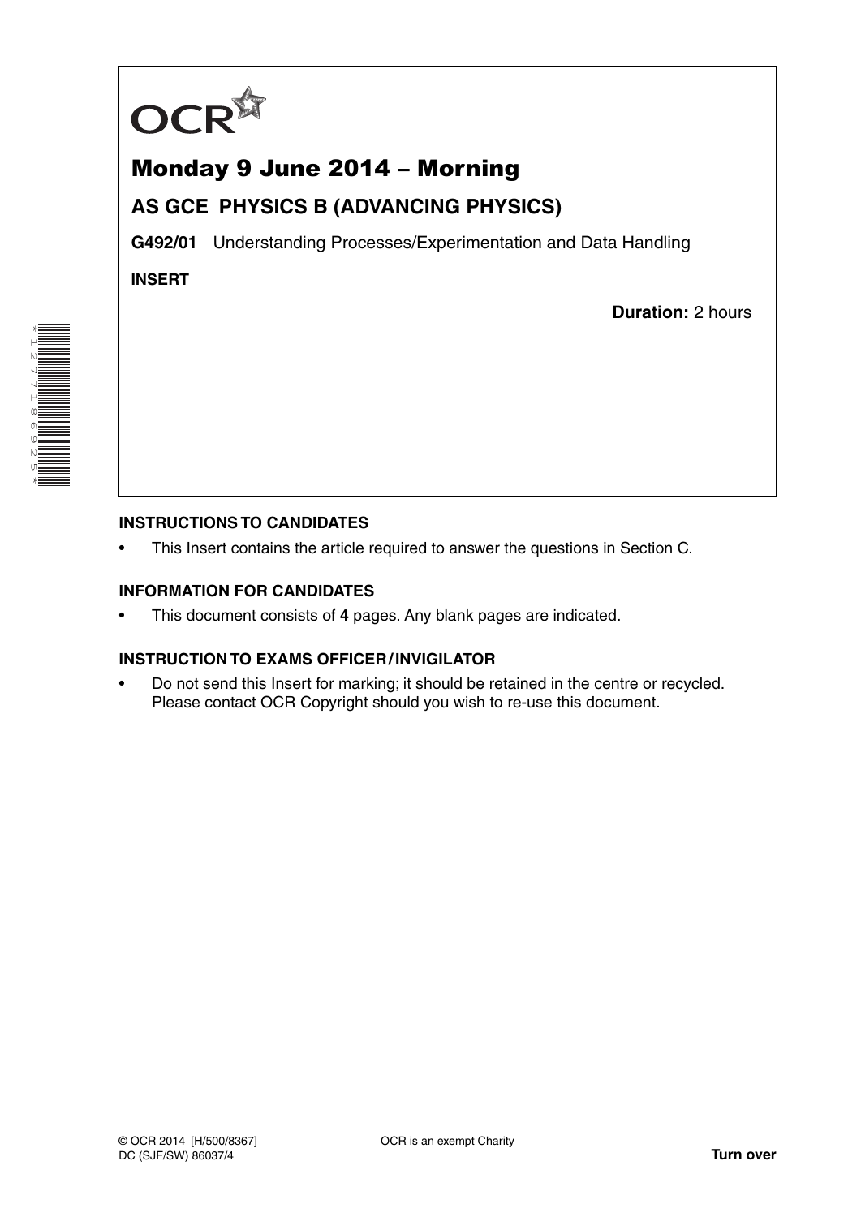OCR

# Monday 9 June 2014 – Morning

## AS GCE PHYSICS B (ADVANCING PHYSICS)

**G492/01** Understanding Processes/Experimentation and Data Handling

**INSERT**

**Duration:** 2 hours

### INSTRUCTIONS TO CANDIDATES

- This Insert contains the article required to answer the questions in Section C.

### INFORMATION FOR CANDIDATES

- This document consists of **4** pages. Any blank pages are indicated.

### INSTRUCTION TO EXAMS OFFICER / INVIGILATOR

- Do not send this Insert for marking; it should be retained in the centre or recycled. Please contact OCR Copyright should you wish to re-use this document.

© OCR 2014 [H/500/8367]
DC (SJF/SW) 86037/4

OCR is an exempt Charity

**Turn over**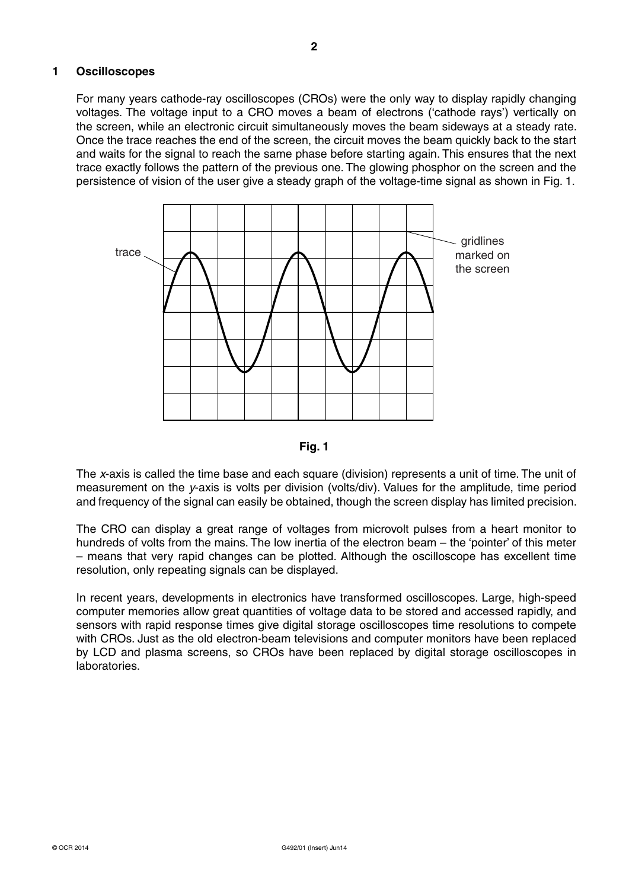## 1 Oscilloscopes

For many years cathode-ray oscilloscopes (CROs) were the only way to display rapidly changing voltages. The voltage input to a CRO moves a beam of electrons ('cathode rays') vertically on the screen, while an electronic circuit simultaneously moves the beam sideways at a steady rate. Once the trace reaches the end of the screen, the circuit moves the beam quickly back to the start and waits for the signal to reach the same phase before starting again. This ensures that the next trace exactly follows the pattern of the previous one. The glowing phosphor on the screen and the persistence of vision of the user give a steady graph of the voltage-time signal as shown in Fig. 1.

trace

gridlines marked on the screen

**Fig. 1**

The *x*-axis is called the time base and each square (division) represents a unit of time. The unit of measurement on the *y*-axis is volts per division (volts/div). Values for the amplitude, time period and frequency of the signal can easily be obtained, though the screen display has limited precision.

The CRO can display a great range of voltages from microvolt pulses from a heart monitor to hundreds of volts from the mains. The low inertia of the electron beam – the 'pointer' of this meter – means that very rapid changes can be plotted. Although the oscilloscope has excellent time resolution, only repeating signals can be displayed.

In recent years, developments in electronics have transformed oscilloscopes. Large, high-speed computer memories allow great quantities of voltage data to be stored and accessed rapidly, and sensors with rapid response times give digital storage oscilloscopes time resolutions to compete with CROs. Just as the old electron-beam televisions and computer monitors have been replaced by LCD and plasma screens, so CROs have been replaced by digital storage oscilloscopes in laboratories.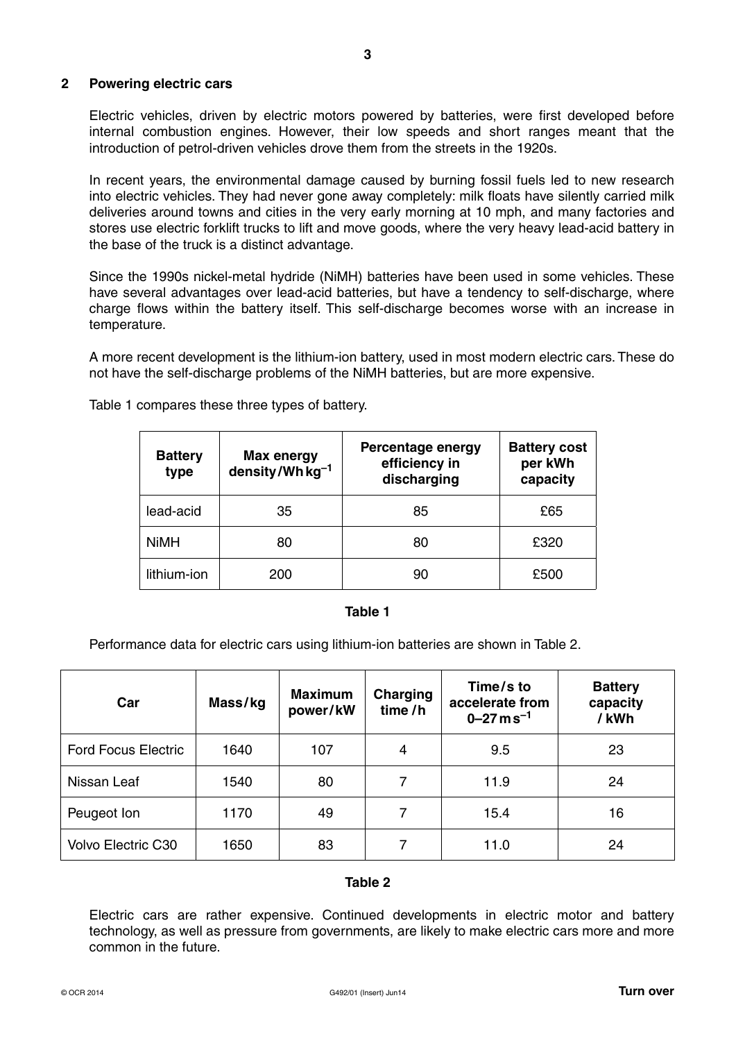## 2 Powering electric cars

Electric vehicles, driven by electric motors powered by batteries, were first developed before internal combustion engines. However, their low speeds and short ranges meant that the introduction of petrol-driven vehicles drove them from the streets in the 1920s.

In recent years, the environmental damage caused by burning fossil fuels led to new research into electric vehicles. They had never gone away completely: milk floats have silently carried milk deliveries around towns and cities in the very early morning at 10 mph, and many factories and stores use electric forklift trucks to lift and move goods, where the very heavy lead-acid battery in the base of the truck is a distinct advantage.

Since the 1990s nickel-metal hydride (NiMH) batteries have been used in some vehicles. These have several advantages over lead-acid batteries, but have a tendency to self-discharge, where charge flows within the battery itself. This self-discharge becomes worse with an increase in temperature.

A more recent development is the lithium-ion battery, used in most modern electric cars. These do not have the self-discharge problems of the NiMH batteries, but are more expensive.

Table 1 compares these three types of battery.

| Battery type | Max energy density / $\text{Wh kg}^{-1}$ | Percentage energy efficiency in discharging | Battery cost per kWh capacity |
|---|---|---|---|
| lead-acid | 35 | 85 | £65 |
| NiMH | 80 | 80 | £320 |
| lithium-ion | 200 | 90 | £500 |

**Table 1**

Performance data for electric cars using lithium-ion batteries are shown in Table 2.

| Car | Mass / kg | Maximum power / kW | Charging time / h | Time / s to accelerate from 0–27 $\text{m s}^{-1}$ | Battery capacity / kWh |
|---|---|---|---|---|---|
| Ford Focus Electric | 1640 | 107 | 4 | 9.5 | 23 |
| Nissan Leaf | 1540 | 80 | 7 | 11.9 | 24 |
| Peugeot Ion | 1170 | 49 | 7 | 15.4 | 16 |
| Volvo Electric C30 | 1650 | 83 | 7 | 11.0 | 24 |

**Table 2**

Electric cars are rather expensive. Continued developments in electric motor and battery technology, as well as pressure from governments, are likely to make electric cars more and more common in the future.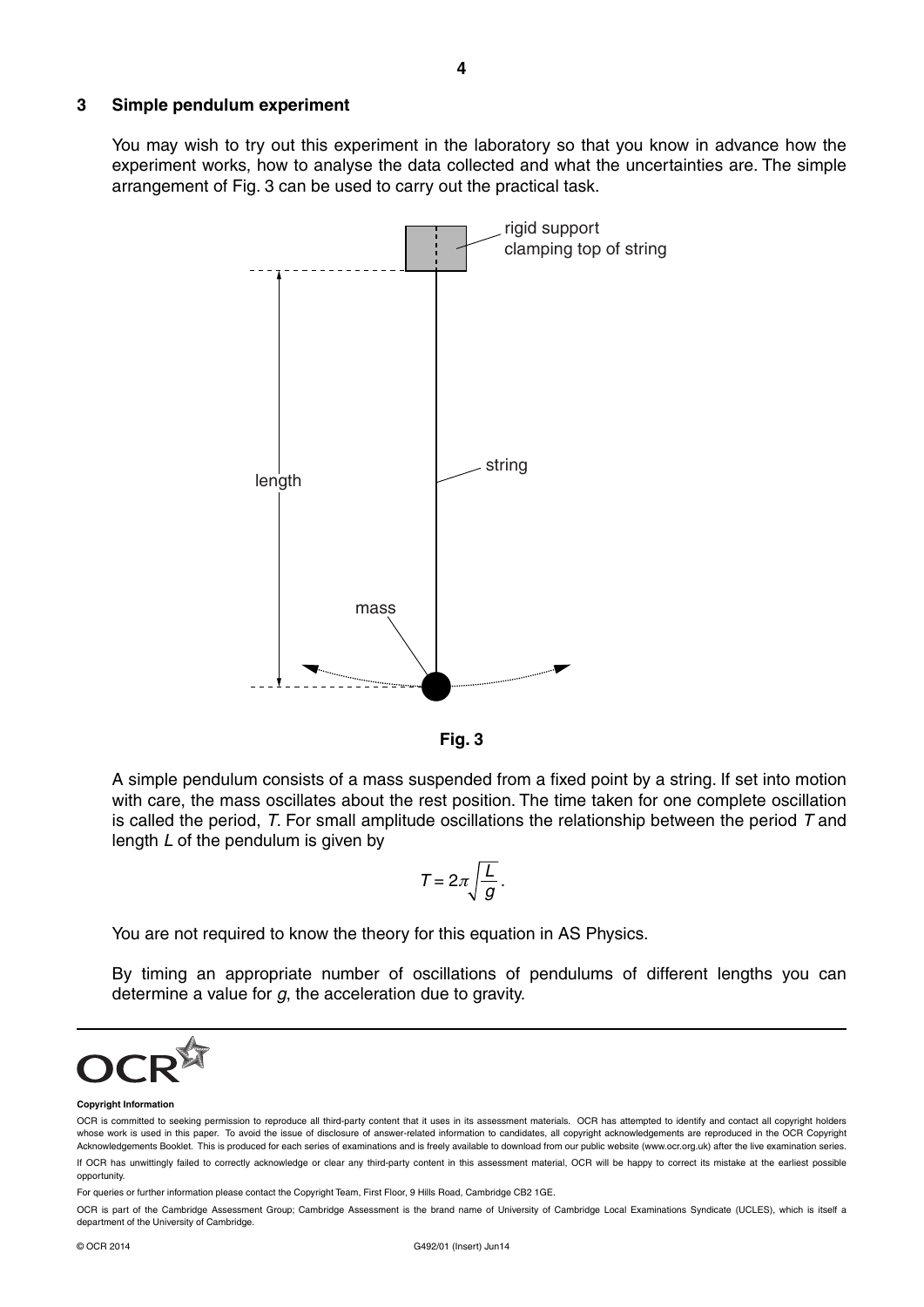## 3 Simple pendulum experiment

You may wish to try out this experiment in the laboratory so that you know in advance how the experiment works, how to analyse the data collected and what the uncertainties are. The simple arrangement of Fig. 3 can be used to carry out the practical task.

rigid support
clamping top of string

length

string

mass

**Fig. 3**

A simple pendulum consists of a mass suspended from a fixed point by a string. If set into motion with care, the mass oscillates about the rest position. The time taken for one complete oscillation is called the period, $T$. For small amplitude oscillations the relationship between the period $T$ and length $L$ of the pendulum is given by

$$T = 2\pi\sqrt{\frac{L}{g}}.$$

You are not required to know the theory for this equation in AS Physics.

By timing an appropriate number of oscillations of pendulums of different lengths you can determine a value for $g$, the acceleration due to gravity.

**Copyright Information**

OCR is committed to seeking permission to reproduce all third-party content that it uses in its assessment materials. OCR has attempted to identify and contact all copyright holders whose work is used in this paper. To avoid the issue of disclosure of answer-related information to candidates, all copyright acknowledgements are reproduced in the OCR Copyright Acknowledgements Booklet. This is produced for each series of examinations and is freely available to download from our public website (www.ocr.org.uk) after the live examination series.

If OCR has unwittingly failed to correctly acknowledge or clear any third-party content in this assessment material, OCR will be happy to correct its mistake at the earliest possible opportunity.

For queries or further information please contact the Copyright Team, First Floor, 9 Hills Road, Cambridge CB2 1GE.

OCR is part of the Cambridge Assessment Group; Cambridge Assessment is the brand name of University of Cambridge Local Examinations Syndicate (UCLES), which is itself a department of the University of Cambridge.